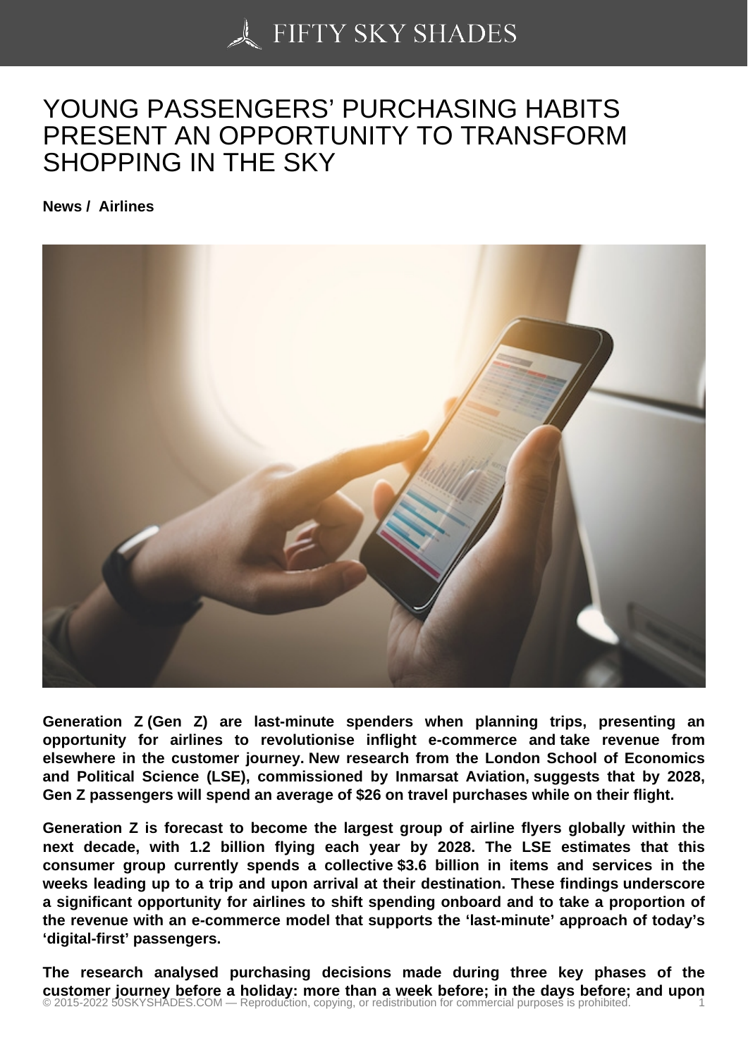# YOUNG PASSENGERS' PURCHASING HABITS PRESENT AN OPPORTUNITY TO TRANSFORM SHOPPING IN THE SKY

**News / Airlines**

**Generation Z (Gen Z) are last-minute spenders when planning trips, presenting an opportunity for airlines to revolutionise inflight e-commerce and take revenue from elsewhere in the customer journey. New research from the London School of Economics and Political Science (LSE), commissioned by Inmarsat Aviation, suggests that by 2028, Gen Z passengers will spend an average of $26 on travel purchases while on their flight.**

**Generation Z is forecast to become the largest group of airline flyers globally within the next decade, with 1.2 billion flying each year by 2028. The LSE estimates that this consumer group currently spends a collective $3.6 billion in items and services in the weeks leading up to a trip and upon arrival at their destination. These findings underscore a significant opportunity for airlines to shift spending onboard and to take a proportion of the revenue with an e-commerce model that supports the 'last-minute' approach of today's 'digital-first' passengers.**

**The research analysed purchasing decisions made during three key phases of the customer journey before a holiday: more than a week before; in the days before; and upon**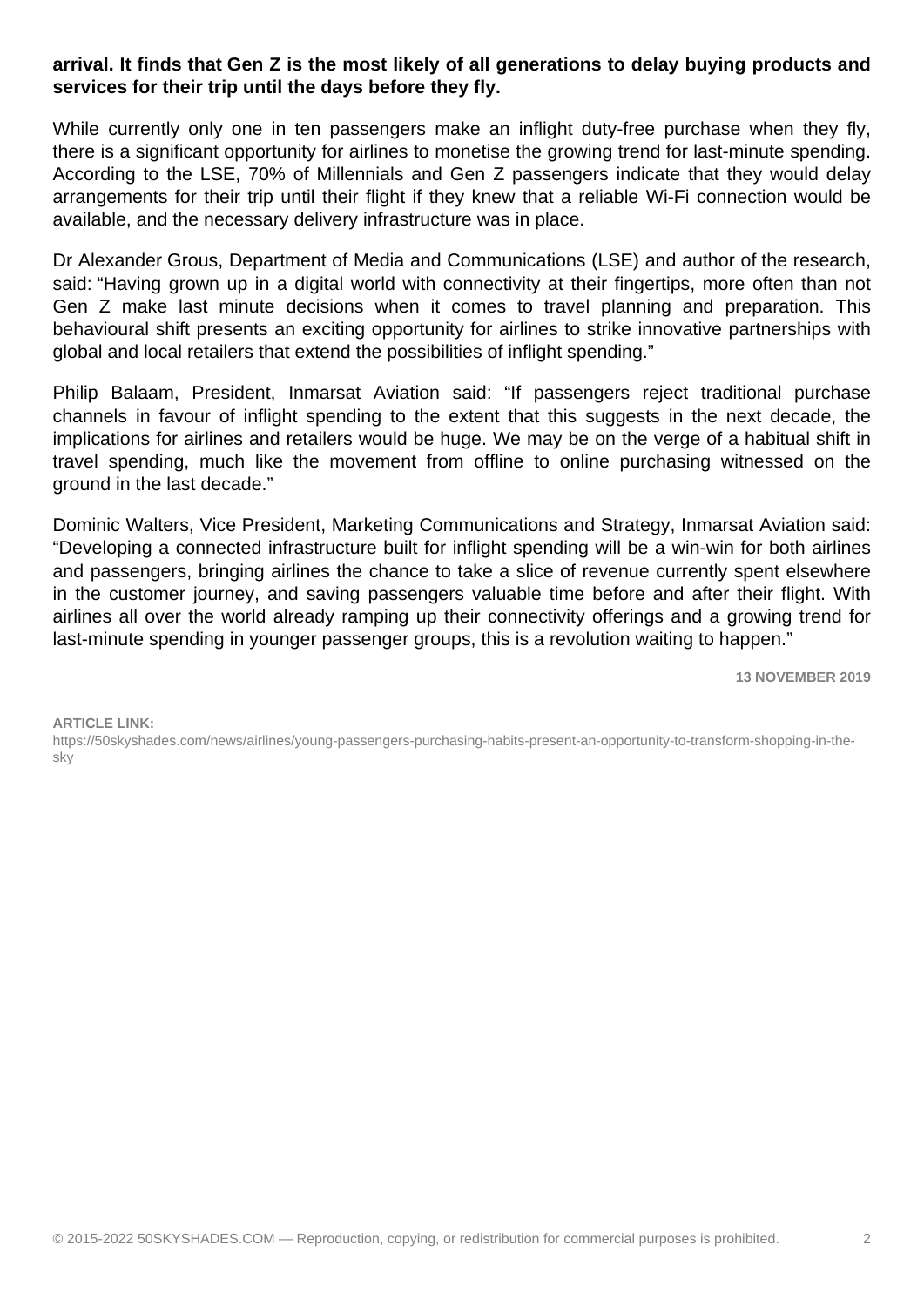**arrival. It finds that Gen Z is the most likely of all generations to delay buying products and services for their trip until the days before they fly.**

While currently only one in ten passengers make an inflight duty-free purchase when they fly, there is a significant opportunity for airlines to monetise the growing trend for last-minute spending. According to the LSE, 70% of Millennials and Gen Z passengers indicate that they would delay arrangements for their trip until their flight if they knew that a reliable Wi-Fi connection would be available, and the necessary delivery infrastructure was in place.

Dr Alexander Grous, Department of Media and Communications (LSE) and author of the research, said: "Having grown up in a digital world with connectivity at their fingertips, more often than not Gen Z make last minute decisions when it comes to travel planning and preparation. This behavioural shift presents an exciting opportunity for airlines to strike innovative partnerships with global and local retailers that extend the possibilities of inflight spending."

Philip Balaam, President, Inmarsat Aviation said: "If passengers reject traditional purchase channels in favour of inflight spending to the extent that this suggests in the next decade, the implications for airlines and retailers would be huge. We may be on the verge of a habitual shift in travel spending, much like the movement from offline to online purchasing witnessed on the ground in the last decade."

Dominic Walters, Vice President, Marketing Communications and Strategy, Inmarsat Aviation said: "Developing a connected infrastructure built for inflight spending will be a win-win for both airlines and passengers, bringing airlines the chance to take a slice of revenue currently spent elsewhere in the customer journey, and saving passengers valuable time before and after their flight. With airlines all over the world already ramping up their connectivity offerings and a growing trend for last-minute spending in younger passenger groups, this is a revolution waiting to happen."

**13 NOVEMBER 2019**

**ARTICLE LINK:**
https://50skyshades.com/news/airlines/young-passengers-purchasing-habits-present-an-opportunity-to-transform-shopping-in-the-sky